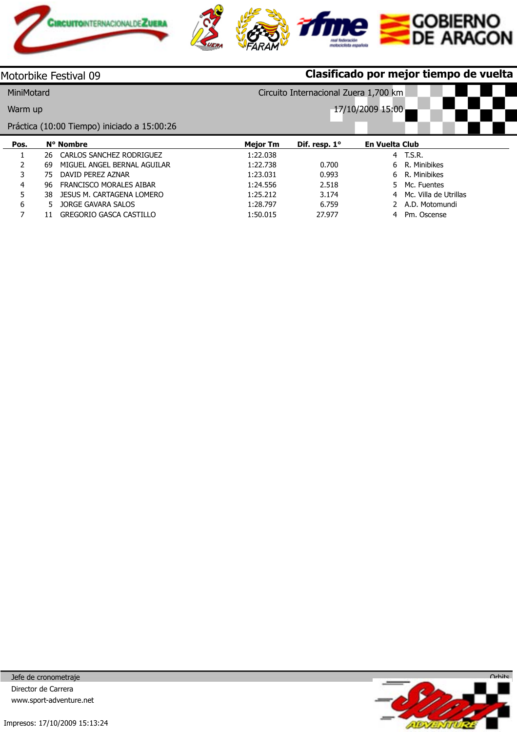Motorbike Festival 09

**Clasificado por mejor tiempo de vuelta**

MiniMotard

Circuito Internacional Zuera 1,700 km

Warm up

17/10/2009 15:00

Práctica (10:00 Tiempo) iniciado a 15:00:26

| Pos. | N° | Nombre | Mejor Tm | Dif. resp. 1° | En Vuelta | Club |
|---|---|---|---|---|---|---|
| 1 | 26 | CARLOS SANCHEZ RODRIGUEZ | 1:22.038 | | 4 | T.S.R. |
| 2 | 69 | MIGUEL ANGEL BERNAL AGUILAR | 1:22.738 | 0.700 | 6 | R. Minibikes |
| 3 | 75 | DAVID PEREZ AZNAR | 1:23.031 | 0.993 | 6 | R. Minibikes |
| 4 | 96 | FRANCISCO MORALES AIBAR | 1:24.556 | 2.518 | 5 | Mc. Fuentes |
| 5 | 38 | JESUS M. CARTAGENA LOMERO | 1:25.212 | 3.174 | 4 | Mc. Villa de Utrillas |
| 6 | 5 | JORGE GAVARA SALOS | 1:28.797 | 6.759 | 2 | A.D. Motomundi |
| 7 | 11 | GREGORIO GASCA CASTILLO | 1:50.015 | 27.977 | 4 | Pm. Oscense |

Jefe de cronometraje

Director de Carrera

www.sport-adventure.net

Orbits

Impresos: 17/10/2009 15:13:24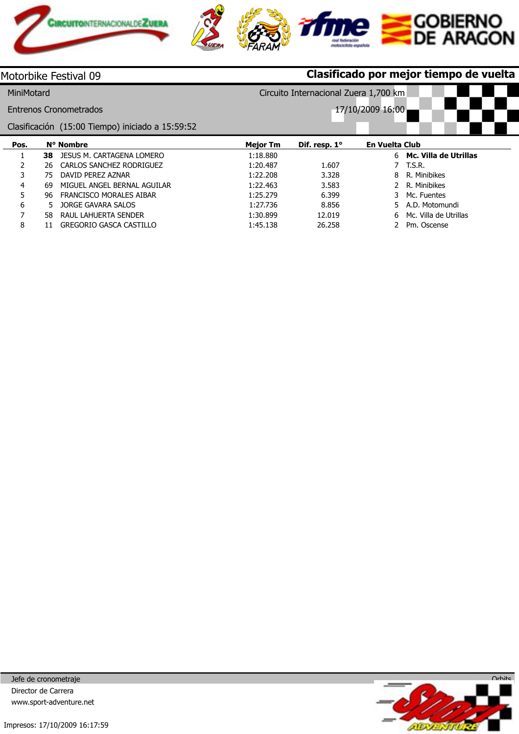Motorbike Festival 09

**Clasificado por mejor tiempo de vuelta**

MiniMotard

Circuito Internacional Zuera 1,700 km

Entrenos Cronometrados

17/10/2009 16:00

Clasificación (15:00 Tiempo) iniciado a 15:59:52

| Pos. | N° | Nombre | Mejor Tm | Dif. resp. 1° | En Vuelta | Club |
|---|---|---|---|---|---|---|
| 1 | **38** | JESUS M. CARTAGENA LOMERO | 1:18.880 | | 6 | **Mc. Villa de Utrillas** |
| 2 | 26 | CARLOS SANCHEZ RODRIGUEZ | 1:20.487 | 1.607 | 7 | T.S.R. |
| 3 | 75 | DAVID PEREZ AZNAR | 1:22.208 | 3.328 | 8 | R. Minibikes |
| 4 | 69 | MIGUEL ANGEL BERNAL AGUILAR | 1:22.463 | 3.583 | 2 | R. Minibikes |
| 5 | 96 | FRANCISCO MORALES AIBAR | 1:25.279 | 6.399 | 3 | Mc. Fuentes |
| 6 | 5 | JORGE GAVARA SALOS | 1:27.736 | 8.856 | 5 | A.D. Motomundi |
| 7 | 58 | RAUL LAHUERTA SENDER | 1:30.899 | 12.019 | 6 | Mc. Villa de Utrillas |
| 8 | 11 | GREGORIO GASCA CASTILLO | 1:45.138 | 26.258 | 2 | Pm. Oscense |

Jefe de cronometraje

Director de Carrera

www.sport-adventure.net

Impresos: 17/10/2009 16:17:59

Orbits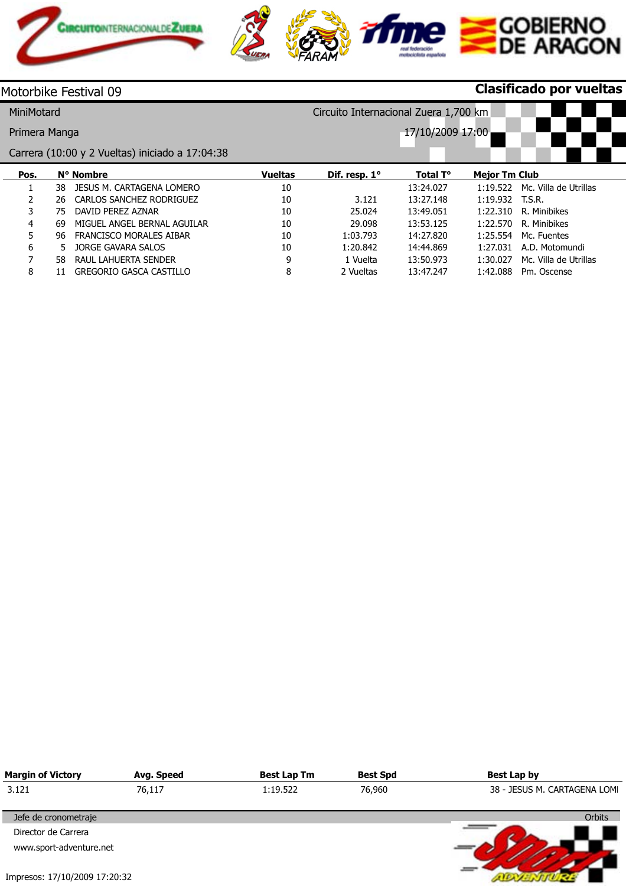Motorbike Festival 09 **Clasificado por vueltas**

MiniMotard — Circuito Internacional Zuera 1,700 km

Primera Manga — 17/10/2009 17:00

Carrera (10:00 y 2 Vueltas) iniciado a 17:04:38

| Pos. | N° | Nombre | Vueltas | Dif. resp. 1° | Total T° | Mejor Tm | Club |
|---|---|---|---|---|---|---|---|
| 1 | 38 | JESUS M. CARTAGENA LOMERO | 10 | | 13:24.027 | 1:19.522 | Mc. Villa de Utrillas |
| 2 | 26 | CARLOS SANCHEZ RODRIGUEZ | 10 | 3.121 | 13:27.148 | 1:19.932 | T.S.R. |
| 3 | 75 | DAVID PEREZ AZNAR | 10 | 25.024 | 13:49.051 | 1:22.310 | R. Minibikes |
| 4 | 69 | MIGUEL ANGEL BERNAL AGUILAR | 10 | 29.098 | 13:53.125 | 1:22.570 | R. Minibikes |
| 5 | 96 | FRANCISCO MORALES AIBAR | 10 | 1:03.793 | 14:27.820 | 1:25.554 | Mc. Fuentes |
| 6 | 5 | JORGE GAVARA SALOS | 10 | 1:20.842 | 14:44.869 | 1:27.031 | A.D. Motomundi |
| 7 | 58 | RAUL LAHUERTA SENDER | 9 | 1 Vuelta | 13:50.973 | 1:30.027 | Mc. Villa de Utrillas |
| 8 | 11 | GREGORIO GASCA CASTILLO | 8 | 2 Vueltas | 13:47.247 | 1:42.088 | Pm. Oscense |

| Margin of Victory | Avg. Speed | Best Lap Tm | Best Spd | Best Lap by |
|---|---|---|---|---|
| 3.121 | 76,117 | 1:19.522 | 76,960 | 38 - JESUS M. CARTAGENA LOMI |

Jefe de cronometraje — Orbits

Director de Carrera

www.sport-adventure.net

Impresos: 17/10/2009 17:20:32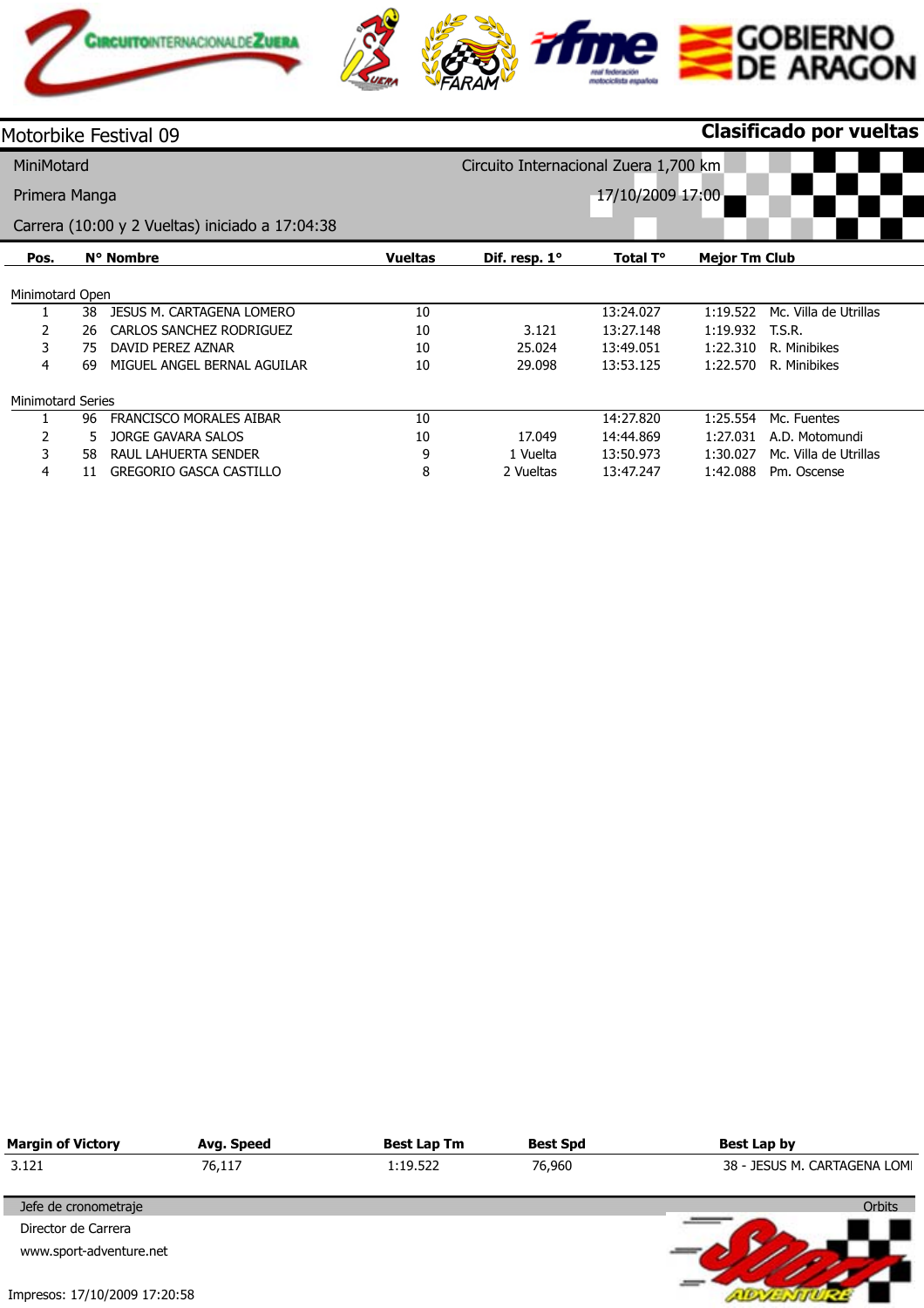Motorbike Festival 09 **Clasificado por vueltas**

MiniMotard — Circuito Internacional Zuera 1,700 km

Primera Manga — 17/10/2009 17:00

Carrera (10:00 y 2 Vueltas) iniciado a 17:04:38

| Pos. | N° | Nombre | Vueltas | Dif. resp. 1° | Total T° | Mejor Tm | Club |
|---|---|---|---|---|---|---|---|
| **Minimotard Open** | | | | | | | |
| 1 | 38 | JESUS M. CARTAGENA LOMERO | 10 | | 13:24.027 | 1:19.522 | Mc. Villa de Utrillas |
| 2 | 26 | CARLOS SANCHEZ RODRIGUEZ | 10 | 3.121 | 13:27.148 | 1:19.932 | T.S.R. |
| 3 | 75 | DAVID PEREZ AZNAR | 10 | 25.024 | 13:49.051 | 1:22.310 | R. Minibikes |
| 4 | 69 | MIGUEL ANGEL BERNAL AGUILAR | 10 | 29.098 | 13:53.125 | 1:22.570 | R. Minibikes |
| **Minimotard Series** | | | | | | | |
| 1 | 96 | FRANCISCO MORALES AIBAR | 10 | | 14:27.820 | 1:25.554 | Mc. Fuentes |
| 2 | 5 | JORGE GAVARA SALOS | 10 | 17.049 | 14:44.869 | 1:27.031 | A.D. Motomundi |
| 3 | 58 | RAUL LAHUERTA SENDER | 9 | 1 Vuelta | 13:50.973 | 1:30.027 | Mc. Villa de Utrillas |
| 4 | 11 | GREGORIO GASCA CASTILLO | 8 | 2 Vueltas | 13:47.247 | 1:42.088 | Pm. Oscense |

| Margin of Victory | Avg. Speed | Best Lap Tm | Best Spd | Best Lap by |
|---|---|---|---|---|
| 3.121 | 76,117 | 1:19.522 | 76,960 | 38 - JESUS M. CARTAGENA LOMI |

Jefe de cronometraje

Director de Carrera

www.sport-adventure.net

Orbits

Impresos: 17/10/2009 17:20:58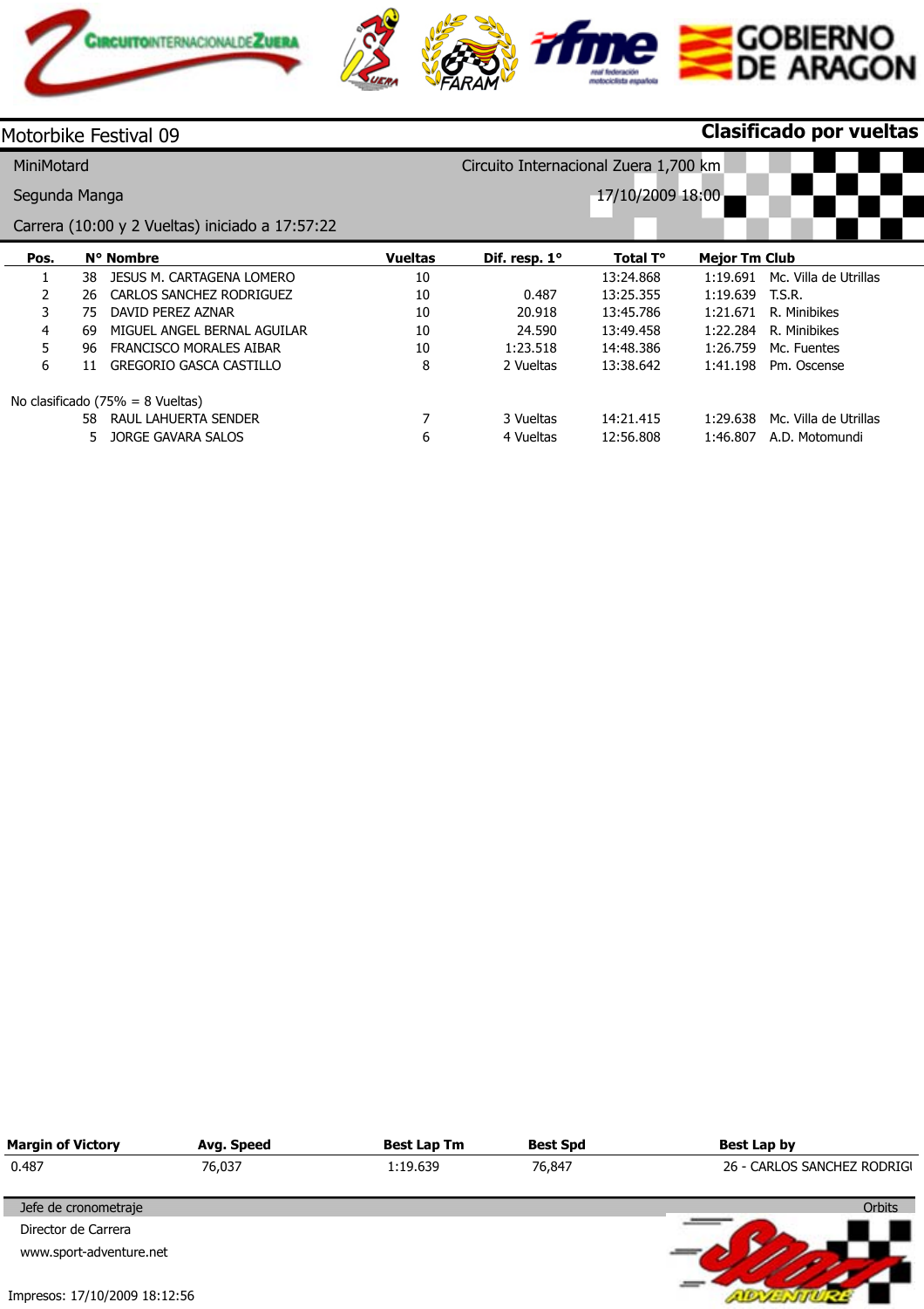Motorbike Festival 09 **Clasificado por vueltas**

MiniMotard — Circuito Internacional Zuera 1,700 km

Segunda Manga — 17/10/2009 18:00

Carrera (10:00 y 2 Vueltas) iniciado a 17:57:22

| Pos. | N° | Nombre | Vueltas | Dif. resp. 1° | Total T° | Mejor Tm | Club |
|---|---|---|---|---|---|---|---|
| 1 | 38 | JESUS M. CARTAGENA LOMERO | 10 | | 13:24.868 | 1:19.691 | Mc. Villa de Utrillas |
| 2 | 26 | CARLOS SANCHEZ RODRIGUEZ | 10 | 0.487 | 13:25.355 | 1:19.639 | T.S.R. |
| 3 | 75 | DAVID PEREZ AZNAR | 10 | 20.918 | 13:45.786 | 1:21.671 | R. Minibikes |
| 4 | 69 | MIGUEL ANGEL BERNAL AGUILAR | 10 | 24.590 | 13:49.458 | 1:22.284 | R. Minibikes |
| 5 | 96 | FRANCISCO MORALES AIBAR | 10 | 1:23.518 | 14:48.386 | 1:26.759 | Mc. Fuentes |
| 6 | 11 | GREGORIO GASCA CASTILLO | 8 | 2 Vueltas | 13:38.642 | 1:41.198 | Pm. Oscense |
| No clasificado (75% = 8 Vueltas) | | | | | | | |
| | 58 | RAUL LAHUERTA SENDER | 7 | 3 Vueltas | 14:21.415 | 1:29.638 | Mc. Villa de Utrillas |
| | 5 | JORGE GAVARA SALOS | 6 | 4 Vueltas | 12:56.808 | 1:46.807 | A.D. Motomundi |

| Margin of Victory | Avg. Speed | Best Lap Tm | Best Spd | Best Lap by |
|---|---|---|---|---|
| 0.487 | 76,037 | 1:19.639 | 76,847 | 26 - CARLOS SANCHEZ RODRIGI |

Jefe de cronometraje — Orbits

Director de Carrera

www.sport-adventure.net

Impresos: 17/10/2009 18:12:56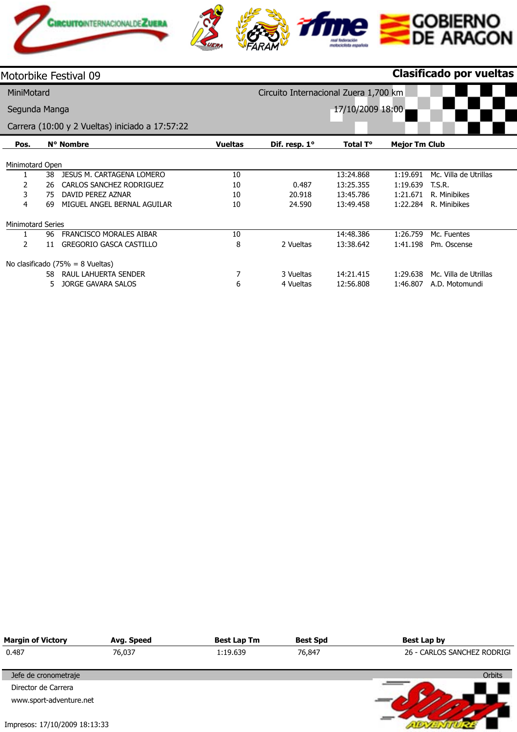# Motorbike Festival 09

**Clasificado por vueltas**

MiniMotard

Segunda Manga

Carrera (10:00 y 2 Vueltas) iniciado a 17:57:22

Circuito Internacional Zuera 1,700 km

17/10/2009 18:00

| Pos. | N° | Nombre | Vueltas | Dif. resp. 1° | Total T° | Mejor Tm | Club |
|---|---|---|---|---|---|---|---|
| **Minimotard Open** | | | | | | | |
| 1 | 38 | JESUS M. CARTAGENA LOMERO | 10 | | 13:24.868 | 1:19.691 | Mc. Villa de Utrillas |
| 2 | 26 | CARLOS SANCHEZ RODRIGUEZ | 10 | 0.487 | 13:25.355 | 1:19.639 | T.S.R. |
| 3 | 75 | DAVID PEREZ AZNAR | 10 | 20.918 | 13:45.786 | 1:21.671 | R. Minibikes |
| 4 | 69 | MIGUEL ANGEL BERNAL AGUILAR | 10 | 24.590 | 13:49.458 | 1:22.284 | R. Minibikes |
| **Minimotard Series** | | | | | | | |
| 1 | 96 | FRANCISCO MORALES AIBAR | 10 | | 14:48.386 | 1:26.759 | Mc. Fuentes |
| 2 | 11 | GREGORIO GASCA CASTILLO | 8 | 2 Vueltas | 13:38.642 | 1:41.198 | Pm. Oscense |
| **No clasificado (75% = 8 Vueltas)** | | | | | | | |
| | 58 | RAUL LAHUERTA SENDER | 7 | 3 Vueltas | 14:21.415 | 1:29.638 | Mc. Villa de Utrillas |
| | 5 | JORGE GAVARA SALOS | 6 | 4 Vueltas | 12:56.808 | 1:46.807 | A.D. Motomundi |

| Margin of Victory | Avg. Speed | Best Lap Tm | Best Spd | Best Lap by |
|---|---|---|---|---|
| 0.487 | 76,037 | 1:19.639 | 76,847 | 26 - CARLOS SANCHEZ RODRIGU |

Jefe de cronometraje

Director de Carrera

www.sport-adventure.net

Orbits

Impresos: 17/10/2009 18:13:33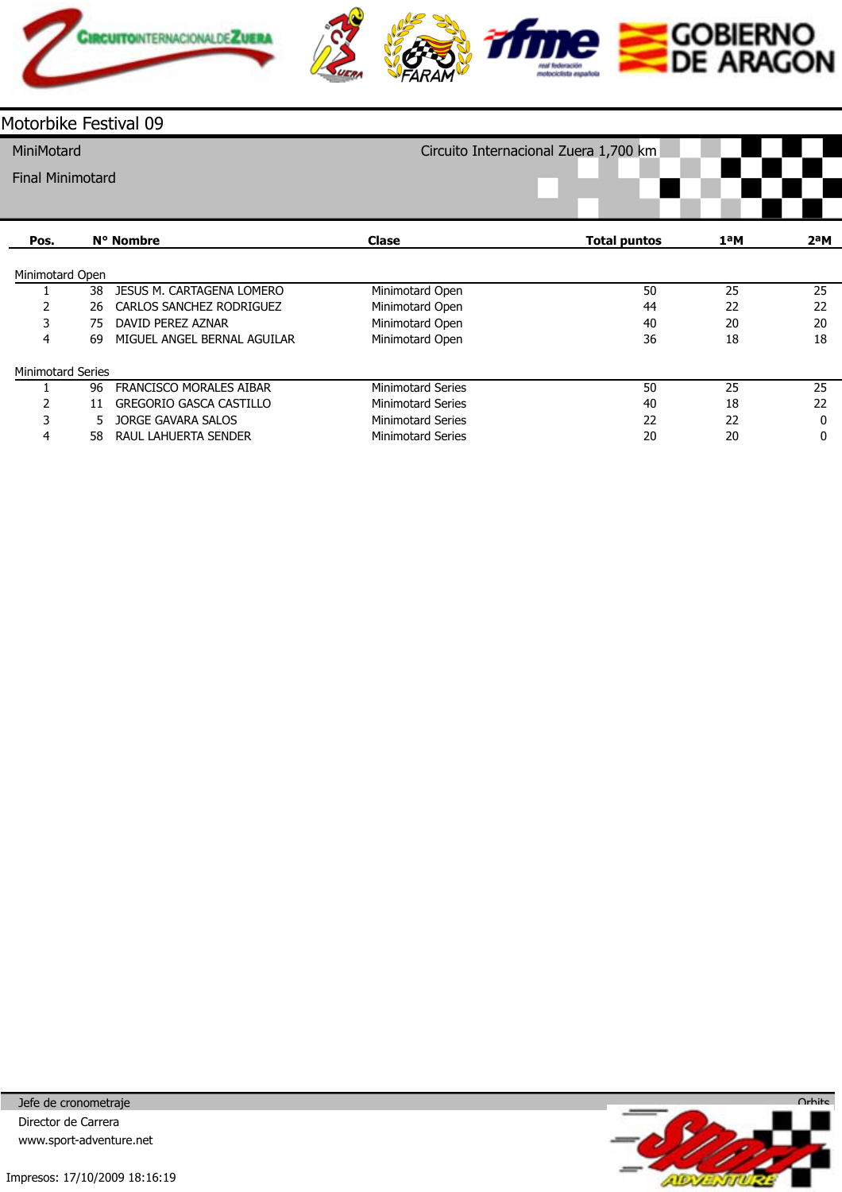# Motorbike Festival 09

MiniMotard

Final Minimotard

Circuito Internacional Zuera 1,700 km

| Pos. | N° | Nombre | Clase | Total puntos | 1ªM | 2ªM |
|---|---|---|---|---|---|---|
| **Minimotard Open** | | | | | | |
| 1 | 38 | JESUS M. CARTAGENA LOMERO | Minimotard Open | 50 | 25 | 25 |
| 2 | 26 | CARLOS SANCHEZ RODRIGUEZ | Minimotard Open | 44 | 22 | 22 |
| 3 | 75 | DAVID PEREZ AZNAR | Minimotard Open | 40 | 20 | 20 |
| 4 | 69 | MIGUEL ANGEL BERNAL AGUILAR | Minimotard Open | 36 | 18 | 18 |
| **Minimotard Series** | | | | | | |
| 1 | 96 | FRANCISCO MORALES AIBAR | Minimotard Series | 50 | 25 | 25 |
| 2 | 11 | GREGORIO GASCA CASTILLO | Minimotard Series | 40 | 18 | 22 |
| 3 | 5 | JORGE GAVARA SALOS | Minimotard Series | 22 | 22 | 0 |
| 4 | 58 | RAUL LAHUERTA SENDER | Minimotard Series | 20 | 20 | 0 |

Jefe de cronometraje

Director de Carrera

www.sport-adventure.net

Impresos: 17/10/2009 18:16:19

Orbits